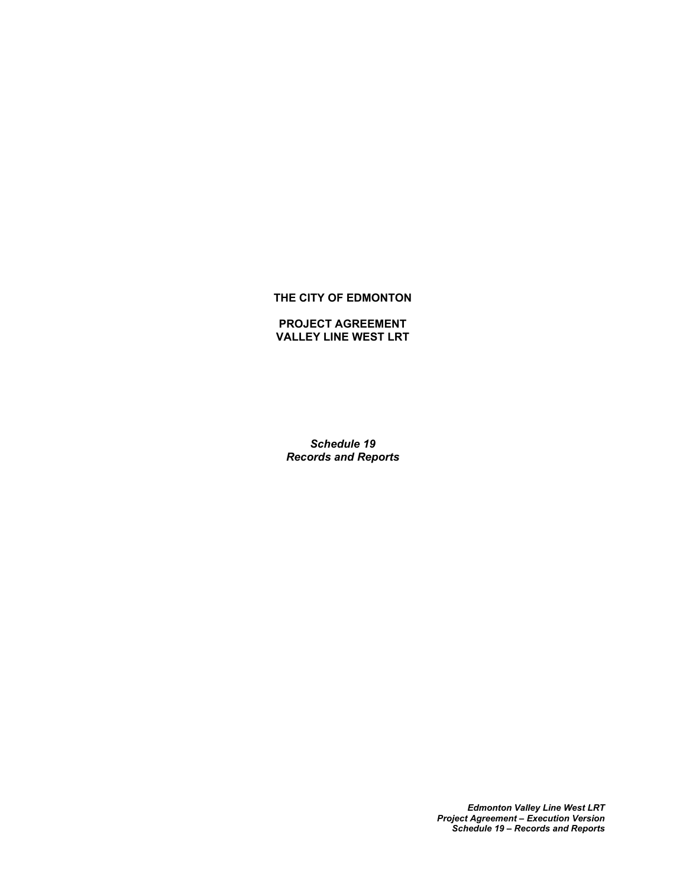**THE CITY OF EDMONTON**

**PROJECT AGREEMENT**
**VALLEY LINE WEST LRT**

***Schedule 19***
***Records and Reports***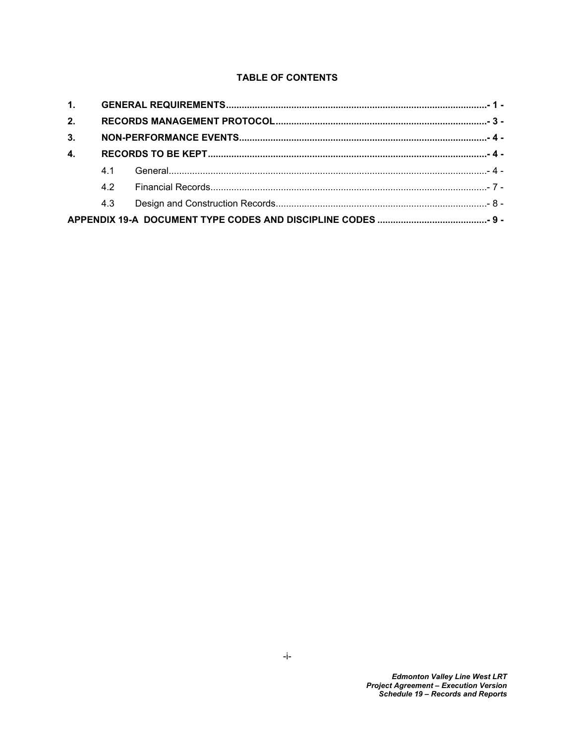**TABLE OF CONTENTS**

| | | |
|---|---|---|
| **1.** | **GENERAL REQUIREMENTS** | **- 1 -** |
| **2.** | **RECORDS MANAGEMENT PROTOCOL** | **- 3 -** |
| **3.** | **NON-PERFORMANCE EVENTS** | **- 4 -** |
| **4.** | **RECORDS TO BE KEPT** | **- 4 -** |
| 4.1 | General | - 4 - |
| 4.2 | Financial Records | - 7 - |
| 4.3 | Design and Construction Records | - 8 - |
| **APPENDIX 19-A** | **DOCUMENT TYPE CODES AND DISCIPLINE CODES** | **- 9 -** |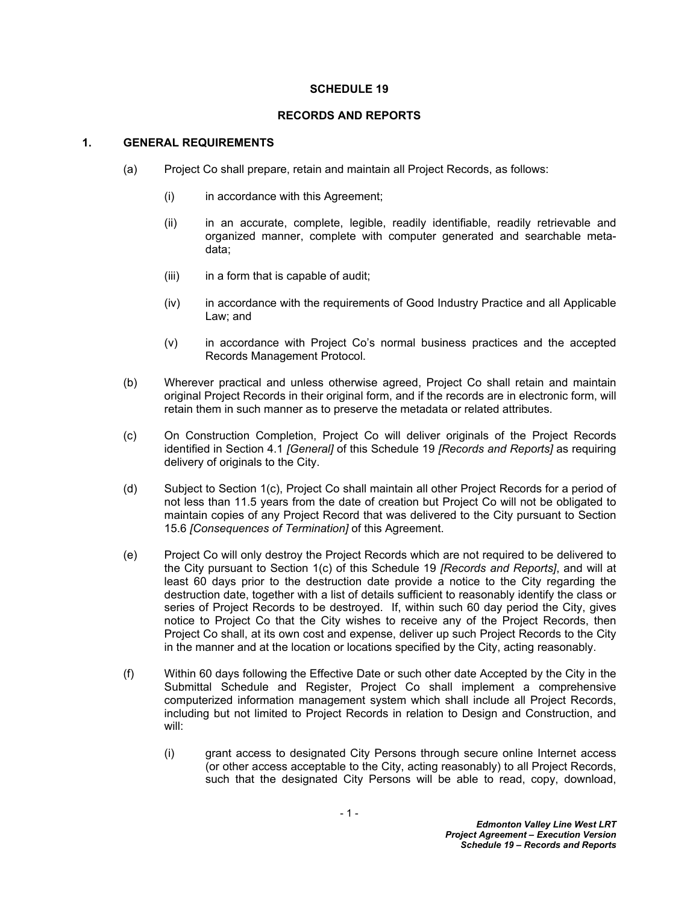# SCHEDULE 19

## RECORDS AND REPORTS

### 1. GENERAL REQUIREMENTS

(a) Project Co shall prepare, retain and maintain all Project Records, as follows:

(i) in accordance with this Agreement;

(ii) in an accurate, complete, legible, readily identifiable, readily retrievable and organized manner, complete with computer generated and searchable meta-data;

(iii) in a form that is capable of audit;

(iv) in accordance with the requirements of Good Industry Practice and all Applicable Law; and

(v) in accordance with Project Co's normal business practices and the accepted Records Management Protocol.

(b) Wherever practical and unless otherwise agreed, Project Co shall retain and maintain original Project Records in their original form, and if the records are in electronic form, will retain them in such manner as to preserve the metadata or related attributes.

(c) On Construction Completion, Project Co will deliver originals of the Project Records identified in Section 4.1 *[General]* of this Schedule 19 *[Records and Reports]* as requiring delivery of originals to the City.

(d) Subject to Section 1(c), Project Co shall maintain all other Project Records for a period of not less than 11.5 years from the date of creation but Project Co will not be obligated to maintain copies of any Project Record that was delivered to the City pursuant to Section 15.6 *[Consequences of Termination]* of this Agreement.

(e) Project Co will only destroy the Project Records which are not required to be delivered to the City pursuant to Section 1(c) of this Schedule 19 *[Records and Reports]*, and will at least 60 days prior to the destruction date provide a notice to the City regarding the destruction date, together with a list of details sufficient to reasonably identify the class or series of Project Records to be destroyed. If, within such 60 day period the City, gives notice to Project Co that the City wishes to receive any of the Project Records, then Project Co shall, at its own cost and expense, deliver up such Project Records to the City in the manner and at the location or locations specified by the City, acting reasonably.

(f) Within 60 days following the Effective Date or such other date Accepted by the City in the Submittal Schedule and Register, Project Co shall implement a comprehensive computerized information management system which shall include all Project Records, including but not limited to Project Records in relation to Design and Construction, and will:

(i) grant access to designated City Persons through secure online Internet access (or other access acceptable to the City, acting reasonably) to all Project Records, such that the designated City Persons will be able to read, copy, download,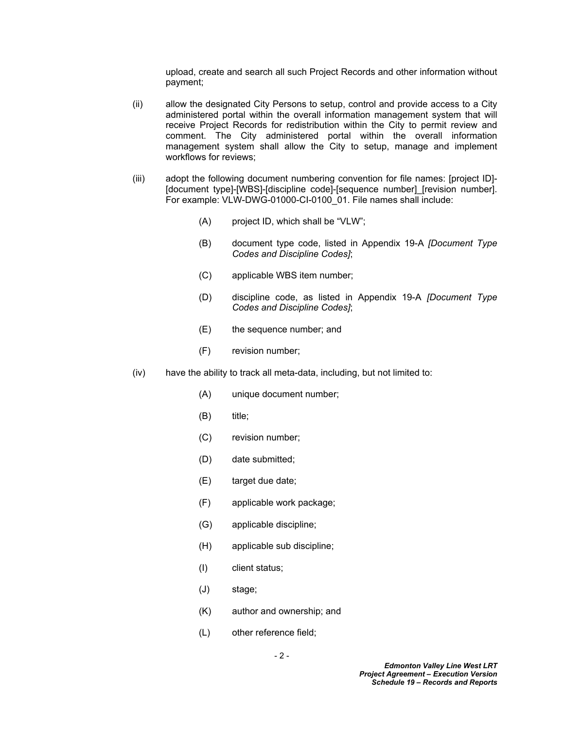upload, create and search all such Project Records and other information without payment;

(ii) allow the designated City Persons to setup, control and provide access to a City administered portal within the overall information management system that will receive Project Records for redistribution within the City to permit review and comment. The City administered portal within the overall information management system shall allow the City to setup, manage and implement workflows for reviews;

(iii) adopt the following document numbering convention for file names: [project ID]-[document type]-[WBS]-[discipline code]-[sequence number]_[revision number]. For example: VLW-DWG-01000-CI-0100_01. File names shall include:

  (A) project ID, which shall be "VLW";

  (B) document type code, listed in Appendix 19-A *[Document Type Codes and Discipline Codes]*;

  (C) applicable WBS item number;

  (D) discipline code, as listed in Appendix 19-A *[Document Type Codes and Discipline Codes]*;

  (E) the sequence number; and

  (F) revision number;

(iv) have the ability to track all meta-data, including, but not limited to:

  (A) unique document number;

  (B) title;

  (C) revision number;

  (D) date submitted;

  (E) target due date;

  (F) applicable work package;

  (G) applicable discipline;

  (H) applicable sub discipline;

  (I) client status;

  (J) stage;

  (K) author and ownership; and

  (L) other reference field;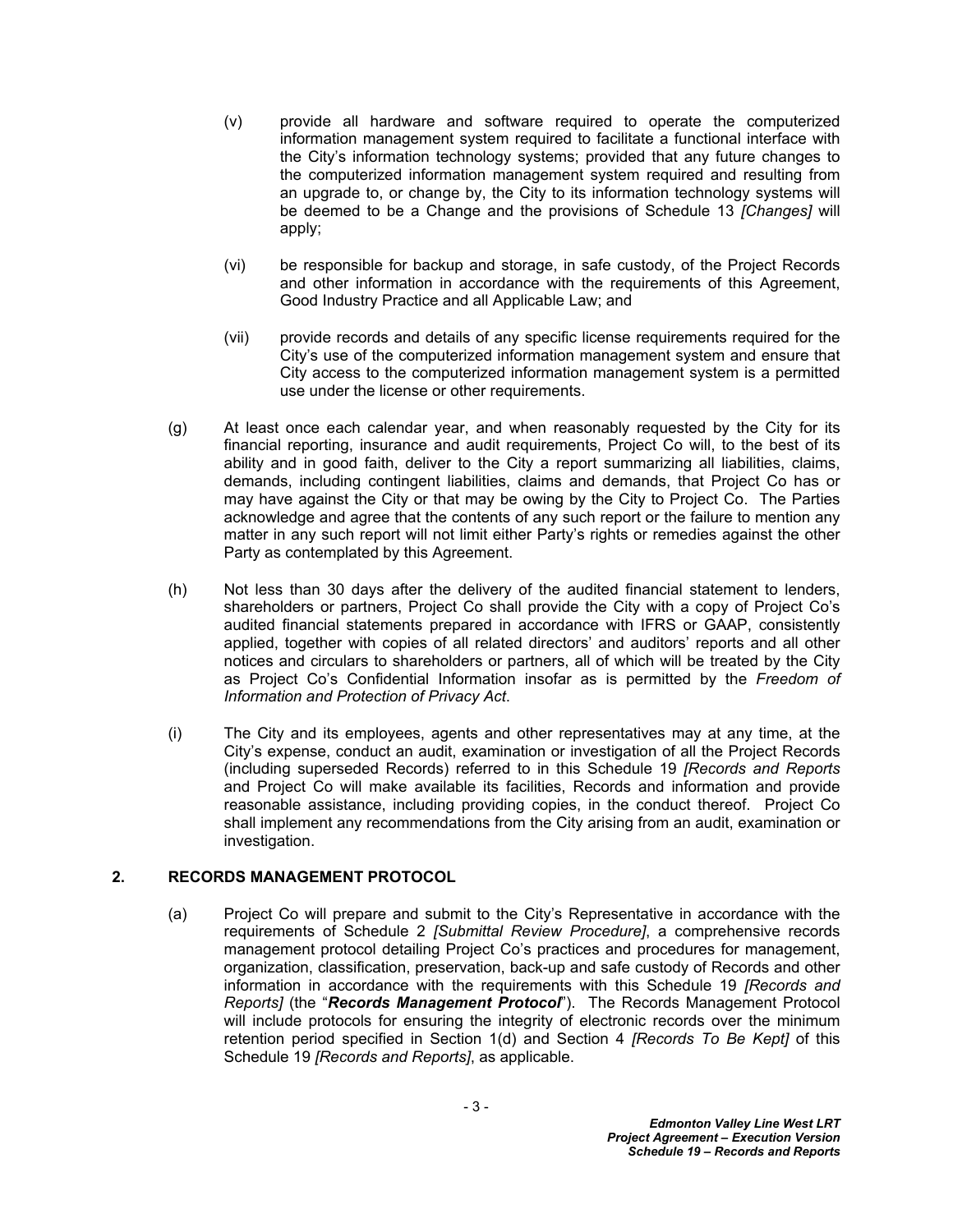(v) provide all hardware and software required to operate the computerized information management system required to facilitate a functional interface with the City's information technology systems; provided that any future changes to the computerized information management system required and resulting from an upgrade to, or change by, the City to its information technology systems will be deemed to be a Change and the provisions of Schedule 13 *[Changes]* will apply;

(vi) be responsible for backup and storage, in safe custody, of the Project Records and other information in accordance with the requirements of this Agreement, Good Industry Practice and all Applicable Law; and

(vii) provide records and details of any specific license requirements required for the City's use of the computerized information management system and ensure that City access to the computerized information management system is a permitted use under the license or other requirements.

(g) At least once each calendar year, and when reasonably requested by the City for its financial reporting, insurance and audit requirements, Project Co will, to the best of its ability and in good faith, deliver to the City a report summarizing all liabilities, claims, demands, including contingent liabilities, claims and demands, that Project Co has or may have against the City or that may be owing by the City to Project Co. The Parties acknowledge and agree that the contents of any such report or the failure to mention any matter in any such report will not limit either Party's rights or remedies against the other Party as contemplated by this Agreement.

(h) Not less than 30 days after the delivery of the audited financial statement to lenders, shareholders or partners, Project Co shall provide the City with a copy of Project Co's audited financial statements prepared in accordance with IFRS or GAAP, consistently applied, together with copies of all related directors' and auditors' reports and all other notices and circulars to shareholders or partners, all of which will be treated by the City as Project Co's Confidential Information insofar as is permitted by the *Freedom of Information and Protection of Privacy Act*.

(i) The City and its employees, agents and other representatives may at any time, at the City's expense, conduct an audit, examination or investigation of all the Project Records (including superseded Records) referred to in this Schedule 19 *[Records and Reports* and Project Co will make available its facilities, Records and information and provide reasonable assistance, including providing copies, in the conduct thereof. Project Co shall implement any recommendations from the City arising from an audit, examination or investigation.

## 2. RECORDS MANAGEMENT PROTOCOL

(a) Project Co will prepare and submit to the City's Representative in accordance with the requirements of Schedule 2 *[Submittal Review Procedure]*, a comprehensive records management protocol detailing Project Co's practices and procedures for management, organization, classification, preservation, back-up and safe custody of Records and other information in accordance with the requirements with this Schedule 19 *[Records and Reports]* (the "***Records Management Protocol***"). The Records Management Protocol will include protocols for ensuring the integrity of electronic records over the minimum retention period specified in Section 1(d) and Section 4 *[Records To Be Kept]* of this Schedule 19 *[Records and Reports]*, as applicable.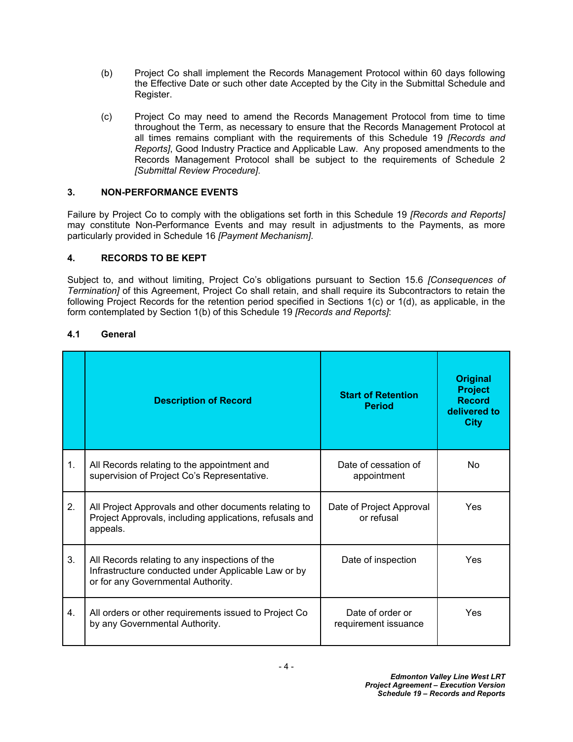(b) Project Co shall implement the Records Management Protocol within 60 days following the Effective Date or such other date Accepted by the City in the Submittal Schedule and Register.

(c) Project Co may need to amend the Records Management Protocol from time to time throughout the Term, as necessary to ensure that the Records Management Protocol at all times remains compliant with the requirements of this Schedule 19 *[Records and Reports]*, Good Industry Practice and Applicable Law. Any proposed amendments to the Records Management Protocol shall be subject to the requirements of Schedule 2 *[Submittal Review Procedure]*.

## 3. NON-PERFORMANCE EVENTS

Failure by Project Co to comply with the obligations set forth in this Schedule 19 *[Records and Reports]* may constitute Non-Performance Events and may result in adjustments to the Payments, as more particularly provided in Schedule 16 *[Payment Mechanism]*.

## 4. RECORDS TO BE KEPT

Subject to, and without limiting, Project Co's obligations pursuant to Section 15.6 *[Consequences of Termination]* of this Agreement, Project Co shall retain, and shall require its Subcontractors to retain the following Project Records for the retention period specified in Sections 1(c) or 1(d), as applicable, in the form contemplated by Section 1(b) of this Schedule 19 *[Records and Reports]*:

### 4.1 General

| | **Description of Record** | **Start of Retention Period** | **Original Project Record delivered to City** |
|---|---|---|---|
| 1. | All Records relating to the appointment and supervision of Project Co's Representative. | Date of cessation of appointment | No |
| 2. | All Project Approvals and other documents relating to Project Approvals, including applications, refusals and appeals. | Date of Project Approval or refusal | Yes |
| 3. | All Records relating to any inspections of the Infrastructure conducted under Applicable Law or by or for any Governmental Authority. | Date of inspection | Yes |
| 4. | All orders or other requirements issued to Project Co by any Governmental Authority. | Date of order or requirement issuance | Yes |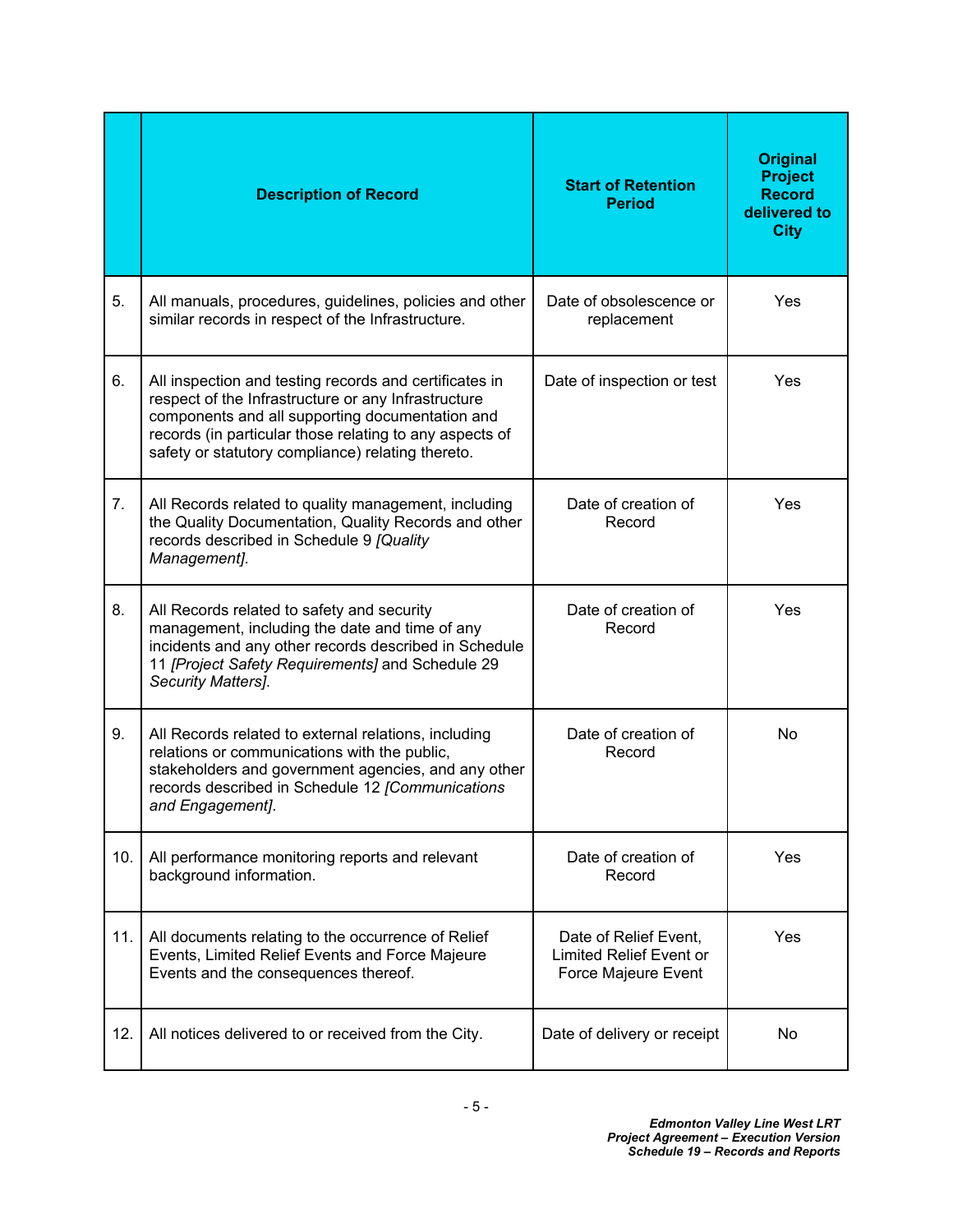| | Description of Record | Start of Retention Period | Original Project Record delivered to City |
|---|---|---|---|
| 5. | All manuals, procedures, guidelines, policies and other similar records in respect of the Infrastructure. | Date of obsolescence or replacement | Yes |
| 6. | All inspection and testing records and certificates in respect of the Infrastructure or any Infrastructure components and all supporting documentation and records (in particular those relating to any aspects of safety or statutory compliance) relating thereto. | Date of inspection or test | Yes |
| 7. | All Records related to quality management, including the Quality Documentation, Quality Records and other records described in Schedule 9 *[Quality Management]*. | Date of creation of Record | Yes |
| 8. | All Records related to safety and security management, including the date and time of any incidents and any other records described in Schedule 11 *[Project Safety Requirements]* and Schedule 29 *Security Matters]*. | Date of creation of Record | Yes |
| 9. | All Records related to external relations, including relations or communications with the public, stakeholders and government agencies, and any other records described in Schedule 12 *[Communications and Engagement]*. | Date of creation of Record | No |
| 10. | All performance monitoring reports and relevant background information. | Date of creation of Record | Yes |
| 11. | All documents relating to the occurrence of Relief Events, Limited Relief Events and Force Majeure Events and the consequences thereof. | Date of Relief Event, Limited Relief Event or Force Majeure Event | Yes |
| 12. | All notices delivered to or received from the City. | Date of delivery or receipt | No |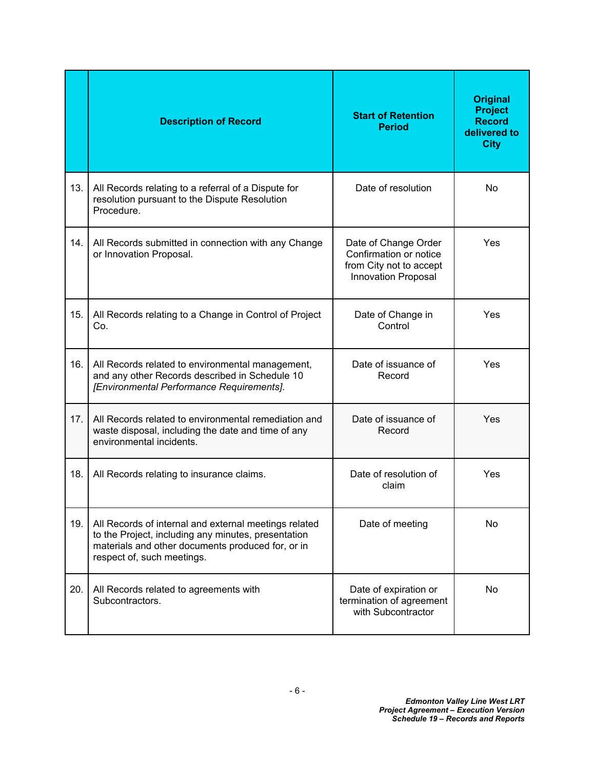| | Description of Record | Start of Retention Period | Original Project Record delivered to City |
|---|---|---|---|
| 13. | All Records relating to a referral of a Dispute for resolution pursuant to the Dispute Resolution Procedure. | Date of resolution | No |
| 14. | All Records submitted in connection with any Change or Innovation Proposal. | Date of Change Order Confirmation or notice from City not to accept Innovation Proposal | Yes |
| 15. | All Records relating to a Change in Control of Project Co. | Date of Change in Control | Yes |
| 16. | All Records related to environmental management, and any other Records described in Schedule 10 *[Environmental Performance Requirements]*. | Date of issuance of Record | Yes |
| 17. | All Records related to environmental remediation and waste disposal, including the date and time of any environmental incidents. | Date of issuance of Record | Yes |
| 18. | All Records relating to insurance claims. | Date of resolution of claim | Yes |
| 19. | All Records of internal and external meetings related to the Project, including any minutes, presentation materials and other documents produced for, or in respect of, such meetings. | Date of meeting | No |
| 20. | All Records related to agreements with Subcontractors. | Date of expiration or termination of agreement with Subcontractor | No |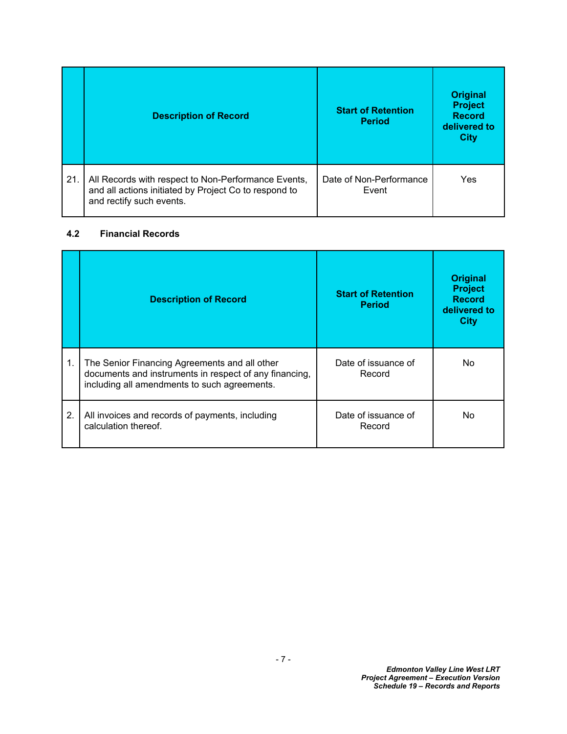| | Description of Record | Start of Retention Period | Original Project Record delivered to City |
|---|---|---|---|
| 21. | All Records with respect to Non-Performance Events, and all actions initiated by Project Co to respond to and rectify such events. | Date of Non-Performance Event | Yes |

### 4.2 Financial Records

| | Description of Record | Start of Retention Period | Original Project Record delivered to City |
|---|---|---|---|
| 1. | The Senior Financing Agreements and all other documents and instruments in respect of any financing, including all amendments to such agreements. | Date of issuance of Record | No |
| 2. | All invoices and records of payments, including calculation thereof. | Date of issuance of Record | No |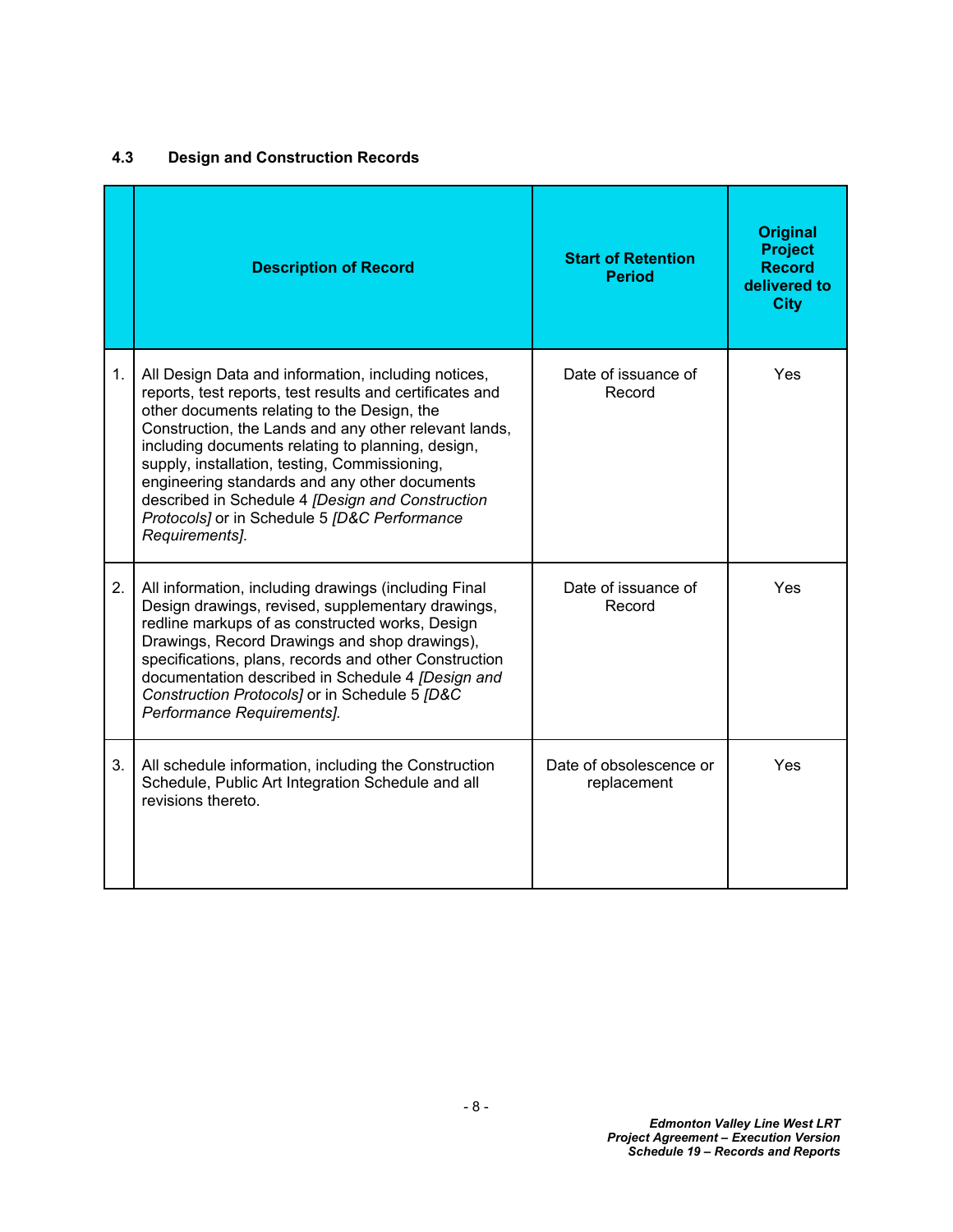### 4.3 Design and Construction Records

| | Description of Record | Start of Retention Period | Original Project Record delivered to City |
|---|---|---|---|
| 1. | All Design Data and information, including notices, reports, test reports, test results and certificates and other documents relating to the Design, the Construction, the Lands and any other relevant lands, including documents relating to planning, design, supply, installation, testing, Commissioning, engineering standards and any other documents described in Schedule 4 *[Design and Construction Protocols]* or in Schedule 5 *[D&C Performance Requirements]*. | Date of issuance of Record | Yes |
| 2. | All information, including drawings (including Final Design drawings, revised, supplementary drawings, redline markups of as constructed works, Design Drawings, Record Drawings and shop drawings), specifications, plans, records and other Construction documentation described in Schedule 4 *[Design and Construction Protocols]* or in Schedule 5 *[D&C Performance Requirements].* | Date of issuance of Record | Yes |
| 3. | All schedule information, including the Construction Schedule, Public Art Integration Schedule and all revisions thereto. | Date of obsolescence or replacement | Yes |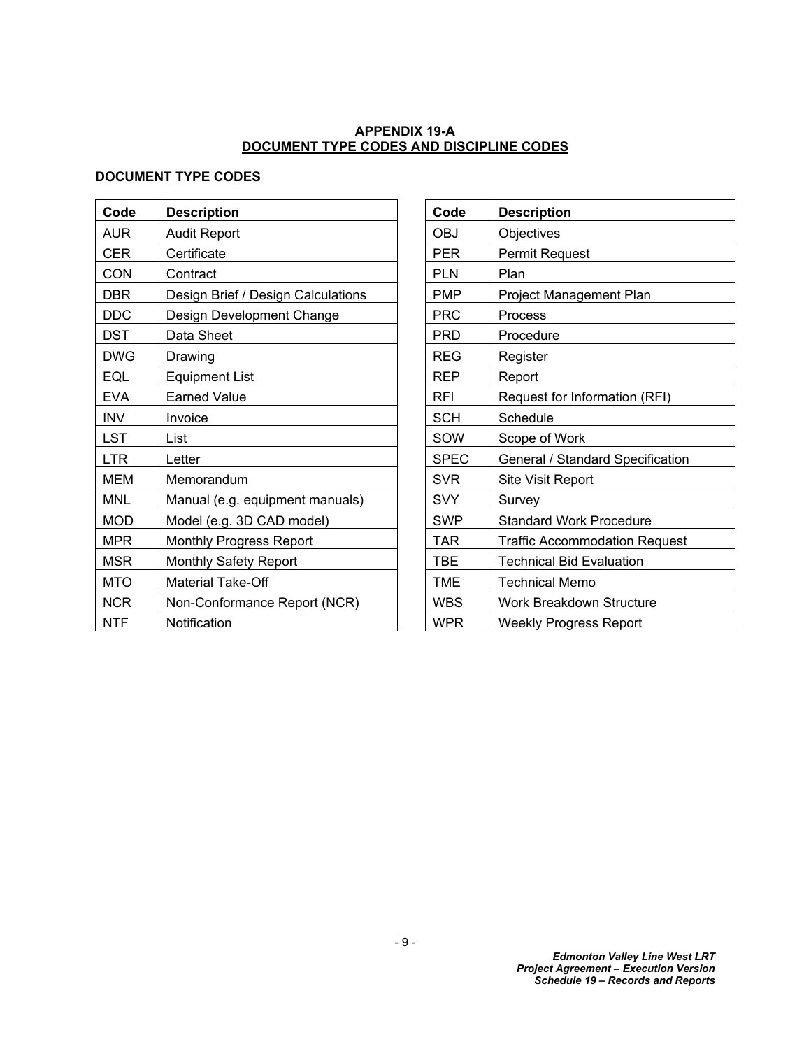**APPENDIX 19-A**
**DOCUMENT TYPE CODES AND DISCIPLINE CODES**

**DOCUMENT TYPE CODES**

| Code | Description |
|---|---|
| AUR | Audit Report |
| CER | Certificate |
| CON | Contract |
| DBR | Design Brief / Design Calculations |
| DDC | Design Development Change |
| DST | Data Sheet |
| DWG | Drawing |
| EQL | Equipment List |
| EVA | Earned Value |
| INV | Invoice |
| LST | List |
| LTR | Letter |
| MEM | Memorandum |
| MNL | Manual (e.g. equipment manuals) |
| MOD | Model (e.g. 3D CAD model) |
| MPR | Monthly Progress Report |
| MSR | Monthly Safety Report |
| MTO | Material Take-Off |
| NCR | Non-Conformance Report (NCR) |
| NTF | Notification |

| Code | Description |
|---|---|
| OBJ | Objectives |
| PER | Permit Request |
| PLN | Plan |
| PMP | Project Management Plan |
| PRC | Process |
| PRD | Procedure |
| REG | Register |
| REP | Report |
| RFI | Request for Information (RFI) |
| SCH | Schedule |
| SOW | Scope of Work |
| SPEC | General / Standard Specification |
| SVR | Site Visit Report |
| SVY | Survey |
| SWP | Standard Work Procedure |
| TAR | Traffic Accommodation Request |
| TBE | Technical Bid Evaluation |
| TME | Technical Memo |
| WBS | Work Breakdown Structure |
| WPR | Weekly Progress Report |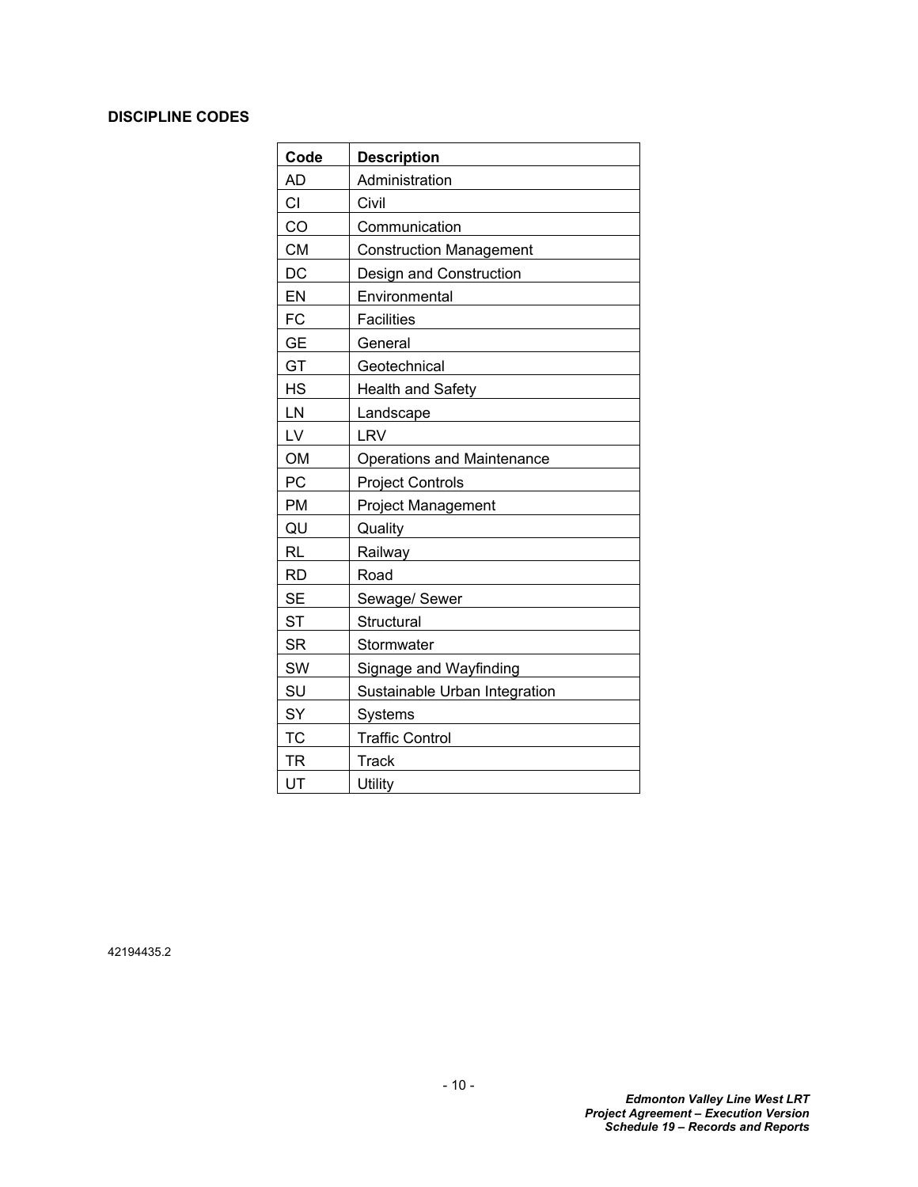**DISCIPLINE CODES**

| Code | Description |
|---|---|
| AD | Administration |
| CI | Civil |
| CO | Communication |
| CM | Construction Management |
| DC | Design and Construction |
| EN | Environmental |
| FC | Facilities |
| GE | General |
| GT | Geotechnical |
| HS | Health and Safety |
| LN | Landscape |
| LV | LRV |
| OM | Operations and Maintenance |
| PC | Project Controls |
| PM | Project Management |
| QU | Quality |
| RL | Railway |
| RD | Road |
| SE | Sewage/ Sewer |
| ST | Structural |
| SR | Stormwater |
| SW | Signage and Wayfinding |
| SU | Sustainable Urban Integration |
| SY | Systems |
| TC | Traffic Control |
| TR | Track |
| UT | Utility |

42194435.2